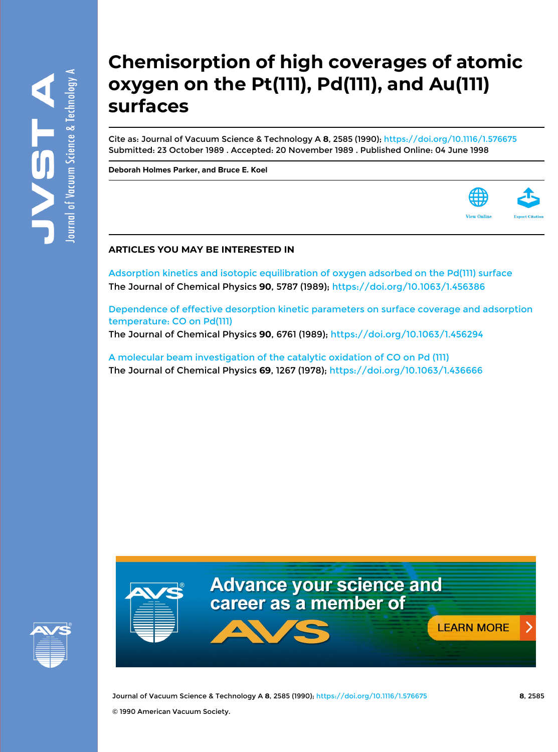# Chemisorption of high coverages of atomic oxygen on the Pt(111), Pd(111), and Au(111) surfaces

Cite as: Journal of Vacuum Science & Technology A **8**, 2585 (1990); https://doi.org/10.1116/1.576675
Submitted: 23 October 1989 . Accepted: 20 November 1989 . Published Online: 04 June 1998

**Deborah Holmes Parker, and Bruce E. Koel**

View Online

Export Citation

## ARTICLES YOU MAY BE INTERESTED IN

Adsorption kinetics and isotopic equilibration of oxygen adsorbed on the Pd(111) surface
The Journal of Chemical Physics **90**, 5787 (1989); https://doi.org/10.1063/1.456386

Dependence of effective desorption kinetic parameters on surface coverage and adsorption temperature: CO on Pd(111)
The Journal of Chemical Physics **90**, 6761 (1989); https://doi.org/10.1063/1.456294

A molecular beam investigation of the catalytic oxidation of CO on Pd (111)
The Journal of Chemical Physics **69**, 1267 (1978); https://doi.org/10.1063/1.436666

Advance your science and career as a member of AVS

LEARN MORE

© 1990 American Vacuum Society.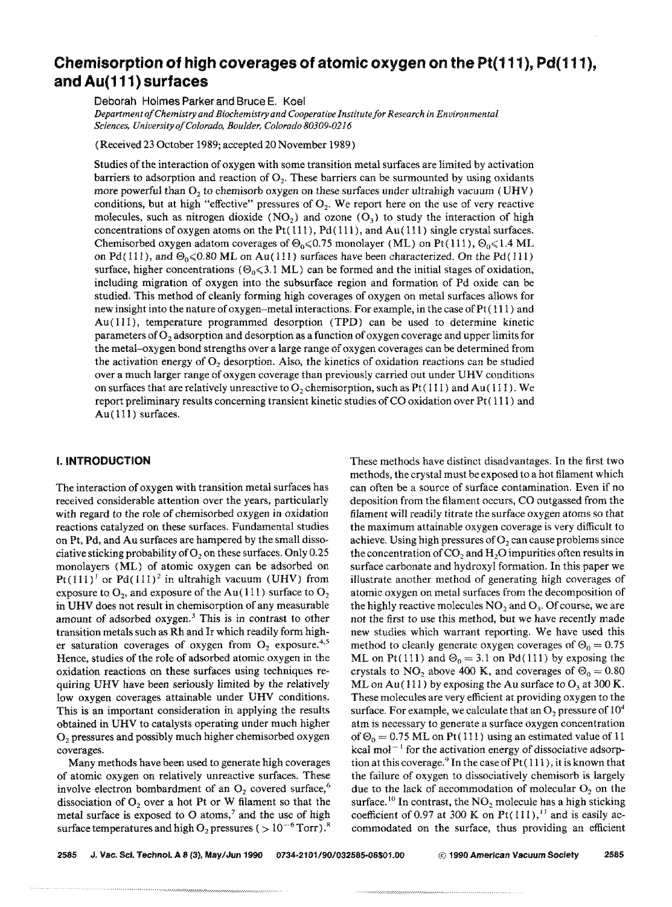# Chemisorption of high coverages of atomic oxygen on the Pt(111), Pd(111), and Au(111) surfaces

Deborah Holmes Parker and Bruce E. Koel

*Department of Chemistry and Biochemistry and Cooperative Institute for Research in Environmental Sciences, University of Colorado, Boulder, Colorado 80309-0216*

(Received 23 October 1989; accepted 20 November 1989)

Studies of the interaction of oxygen with some transition metal surfaces are limited by activation barriers to adsorption and reaction of $O_2$. These barriers can be surmounted by using oxidants more powerful than $O_2$ to chemisorb oxygen on these surfaces under ultrahigh vacuum (UHV) conditions, but at high "effective" pressures of $O_2$. We report here on the use of very reactive molecules, such as nitrogen dioxide ($NO_2$) and ozone ($O_3$) to study the interaction of high concentrations of oxygen atoms on the Pt(111), Pd(111), and Au(111) single crystal surfaces. Chemisorbed oxygen adatom coverages of $\Theta_0 \leqslant 0.75$ monolayer (ML) on Pt(111), $\Theta_0 \leqslant 1.4$ ML on Pd(111), and $\Theta_0 \leqslant 0.80$ ML on Au(111) surfaces have been characterized. On the Pd(111) surface, higher concentrations ($\Theta_0 \leqslant 3.1$ ML) can be formed and the initial stages of oxidation, including migration of oxygen into the subsurface region and formation of Pd oxide can be studied. This method of cleanly forming high coverages of oxygen on metal surfaces allows for new insight into the nature of oxygen–metal interactions. For example, in the case of Pt(111) and Au(111), temperature programmed desorption (TPD) can be used to determine kinetic parameters of $O_2$ adsorption and desorption as a function of oxygen coverage and upper limits for the metal–oxygen bond strengths over a large range of oxygen coverages can be determined from the activation energy of $O_2$ desorption. Also, the kinetics of oxidation reactions can be studied over a much larger range of oxygen coverage than previously carried out under UHV conditions on surfaces that are relatively unreactive to $O_2$ chemisorption, such as Pt(111) and Au(111). We report preliminary results concerning transient kinetic studies of CO oxidation over Pt(111) and Au(111) surfaces.

## I. INTRODUCTION

The interaction of oxygen with transition metal surfaces has received considerable attention over the years, particularly with regard to the role of chemisorbed oxygen in oxidation reactions catalyzed on these surfaces. Fundamental studies on Pt, Pd, and Au surfaces are hampered by the small dissociative sticking probability of $O_2$ on these surfaces. Only 0.25 monolayers (ML) of atomic oxygen can be adsorbed on Pt(111)[1] or Pd(111)[2] in ultrahigh vacuum (UHV) from exposure to $O_2$, and exposure of the Au(111) surface to $O_2$ in UHV does not result in chemisorption of any measurable amount of adsorbed oxygen.[3] This is in contrast to other transition metals such as Rh and Ir which readily form higher saturation coverages of oxygen from $O_2$ exposure.[4,5] Hence, studies of the role of adsorbed atomic oxygen in the oxidation reactions on these surfaces using techniques requiring UHV have been seriously limited by the relatively low oxygen coverages attainable under UHV conditions. This is an important consideration in applying the results obtained in UHV to catalysts operating under much higher $O_2$ pressures and possibly much higher chemisorbed oxygen coverages.

Many methods have been used to generate high coverages of atomic oxygen on relatively unreactive surfaces. These involve electron bombardment of an $O_2$ covered surface,[6] dissociation of $O_2$ over a hot Pt or W filament so that the metal surface is exposed to O atoms,[7] and the use of high surface temperatures and high $O_2$ pressures ($> 10^{-6}$ Torr).[8] These methods have distinct disadvantages. In the first two methods, the crystal must be exposed to a hot filament which can often be a source of surface contamination. Even if no deposition from the filament occurs, CO outgassed from the filament will readily titrate the surface oxygen atoms so that the maximum attainable oxygen coverage is very difficult to achieve. Using high pressures of $O_2$ can cause problems since the concentration of $CO_2$ and $H_2O$ impurities often results in surface carbonate and hydroxyl formation. In this paper we illustrate another method of generating high coverages of atomic oxygen on metal surfaces from the decomposition of the highly reactive molecules $NO_2$ and $O_3$. Of course, we are not the first to use this method, but we have recently made new studies which warrant reporting. We have used this method to cleanly generate oxygen coverages of $\Theta_0 = 0.75$ ML on Pt(111) and $\Theta_0 = 3.1$ on Pd(111) by exposing the crystals to $NO_2$ above 400 K, and coverages of $\Theta_0 = 0.80$ ML on Au(111) by exposing the Au surface to $O_3$ at 300 K. These molecules are very efficient at providing oxygen to the surface. For example, we calculate that an $O_2$ pressure of $10^4$ atm is necessary to generate a surface oxygen concentration of $\Theta_0 = 0.75$ ML on Pt(111) using an estimated value of 11 kcal mol$^{-1}$ for the activation energy of dissociative adsorption at this coverage.[9] In the case of Pt(111), it is known that the failure of oxygen to dissociatively chemisorb is largely due to the lack of accommodation of molecular $O_2$ on the surface.[10] In contrast, the $NO_2$ molecule has a high sticking coefficient of 0.97 at 300 K on Pt(111),[11] and is easily accommodated on the surface, thus providing an efficient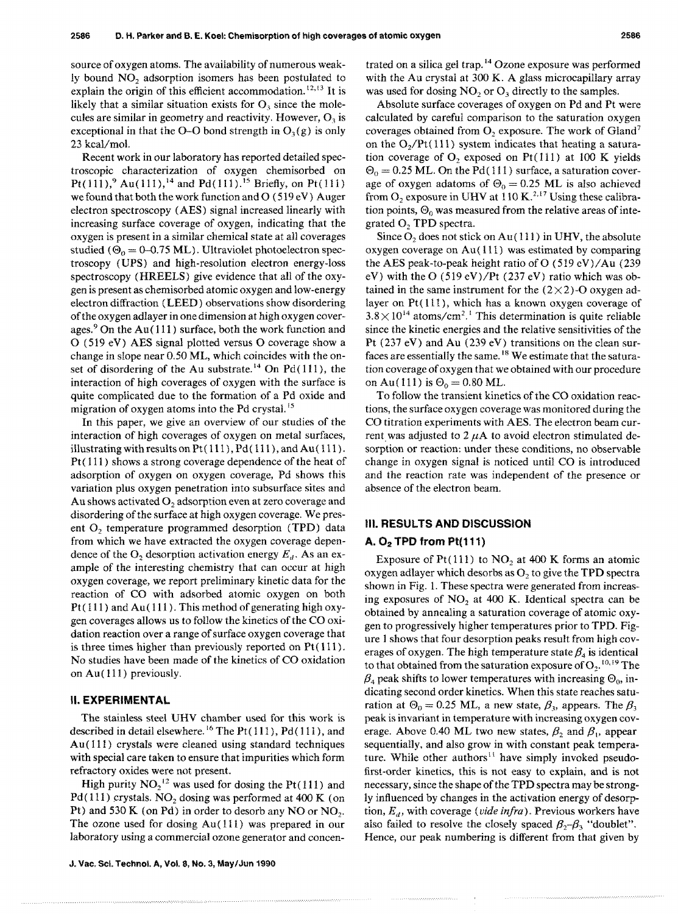source of oxygen atoms. The availability of numerous weakly bound $NO_2$ adsorption isomers has been postulated to explain the origin of this efficient accommodation.[12,13] It is likely that a similar situation exists for $O_3$ since the molecules are similar in geometry and reactivity. However, $O_3$ is exceptional in that the O–O bond strength in $O_3(g)$ is only 23 kcal/mol.

Recent work in our laboratory has reported detailed spectroscopic characterization of oxygen chemisorbed on Pt(111),[9] Au(111),[14] and Pd(111).[15] Briefly, on Pt(111) we found that both the work function and O (519 eV) Auger electron spectroscopy (AES) signal increased linearly with increasing surface coverage of oxygen, indicating that the oxygen is present in a similar chemical state at all coverages studied ($\Theta_0 = 0$–$0.75$ ML). Ultraviolet photoelectron spectroscopy (UPS) and high-resolution electron energy-loss spectroscopy (HREELS) give evidence that all of the oxygen is present as chemisorbed atomic oxygen and low-energy electron diffraction (LEED) observations show disordering of the oxygen adlayer in one dimension at high oxygen coverages.[9] On the Au(111) surface, both the work function and O (519 eV) AES signal plotted versus O coverage show a change in slope near 0.50 ML, which coincides with the onset of disordering of the Au substrate.[14] On Pd(111), the interaction of high coverages of oxygen with the surface is quite complicated due to the formation of a Pd oxide and migration of oxygen atoms into the Pd crystal.[15]

In this paper, we give an overview of our studies of the interaction of high coverages of oxygen on metal surfaces, illustrating with results on Pt(111), Pd(111), and Au(111). Pt(111) shows a strong coverage dependence of the heat of adsorption of oxygen on oxygen coverage, Pd shows this variation plus oxygen penetration into subsurface sites and Au shows activated $O_2$ adsorption even at zero coverage and disordering of the surface at high oxygen coverage. We present $O_2$ temperature programmed desorption (TPD) data from which we have extracted the oxygen coverage dependence of the $O_2$ desorption activation energy $E_d$. As an example of the interesting chemistry that can occur at high oxygen coverage, we report preliminary kinetic data for the reaction of CO with adsorbed atomic oxygen on both Pt(111) and Au(111). This method of generating high oxygen coverages allows us to follow the kinetics of the CO oxidation reaction over a range of surface oxygen coverage that is three times higher than previously reported on Pt(111). No studies have been made of the kinetics of CO oxidation on Au(111) previously.

## II. EXPERIMENTAL

The stainless steel UHV chamber used for this work is described in detail elsewhere.[16] The Pt(111), Pd(111), and Au(111) crystals were cleaned using standard techniques with special care taken to ensure that impurities which form refractory oxides were not present.

High purity $NO_2$[12] was used for dosing the Pt(111) and Pd(111) crystals. $NO_2$ dosing was performed at 400 K (on Pt) and 530 K (on Pd) in order to desorb any NO or $NO_2$. The ozone used for dosing Au(111) was prepared in our laboratory using a commercial ozone generator and concentrated on a silica gel trap.[14] Ozone exposure was performed with the Au crystal at 300 K. A glass microcapillary array was used for dosing $NO_2$ or $O_3$ directly to the samples.

Absolute surface coverages of oxygen on Pd and Pt were calculated by careful comparison to the saturation oxygen coverages obtained from $O_2$ exposure. The work of Gland[7] on the $O_2$/Pt(111) system indicates that heating a saturation coverage of $O_2$ exposed on Pt(111) at 100 K yields $\Theta_0 = 0.25$ ML. On the Pd(111) surface, a saturation coverage of oxygen adatoms of $\Theta_0 = 0.25$ ML is also achieved from $O_2$ exposure in UHV at 110 K.[2,17] Using these calibration points, $\Theta_0$ was measured from the relative areas of integrated $O_2$ TPD spectra.

Since $O_2$ does not stick on Au(111) in UHV, the absolute oxygen coverage on Au(111) was estimated by comparing the AES peak-to-peak height ratio of O (519 eV)/Au (239 eV) with the O (519 eV)/Pt (237 eV) ratio which was obtained in the same instrument for the $(2\times2)$-O oxygen adlayer on Pt(111), which has a known oxygen coverage of $3.8\times10^{14}$ atoms/cm$^2$.[1] This determination is quite reliable since the kinetic energies and the relative sensitivities of the Pt (237 eV) and Au (239 eV) transitions on the clean surfaces are essentially the same.[18] We estimate that the saturation coverage of oxygen that we obtained with our procedure on Au(111) is $\Theta_0 = 0.80$ ML.

To follow the transient kinetics of the CO oxidation reactions, the surface oxygen coverage was monitored during the CO titration experiments with AES. The electron beam current was adjusted to 2 $\mu$A to avoid electron stimulated desorption or reaction: under these conditions, no observable change in oxygen signal is noticed until CO is introduced and the reaction rate was independent of the presence or absence of the electron beam.

## III. RESULTS AND DISCUSSION

### A. $O_2$ TPD from Pt(111)

Exposure of Pt(111) to $NO_2$ at 400 K forms an atomic oxygen adlayer which desorbs as $O_2$ to give the TPD spectra shown in Fig. 1. These spectra were generated from increasing exposures of $NO_2$ at 400 K. Identical spectra can be obtained by annealing a saturation coverage of atomic oxygen to progressively higher temperatures prior to TPD. Figure 1 shows that four desorption peaks result from high coverages of oxygen. The high temperature state $\beta_4$ is identical to that obtained from the saturation exposure of $O_2$.[10,19] The $\beta_4$ peak shifts to lower temperatures with increasing $\Theta_0$, indicating second order kinetics. When this state reaches saturation at $\Theta_0 = 0.25$ ML, a new state, $\beta_3$, appears. The $\beta_3$ peak is invariant in temperature with increasing oxygen coverage. Above 0.40 ML two new states, $\beta_2$ and $\beta_1$, appear sequentially, and also grow in with constant peak temperature. While other authors[11] have simply invoked pseudo-first-order kinetics, this is not easy to explain, and is not necessary, since the shape of the TPD spectra may be strongly influenced by changes in the activation energy of desorption, $E_d$, with coverage (*vide infra*). Previous workers have also failed to resolve the closely spaced $\beta_2$–$\beta_3$ "doublet". Hence, our peak numbering is different from that given by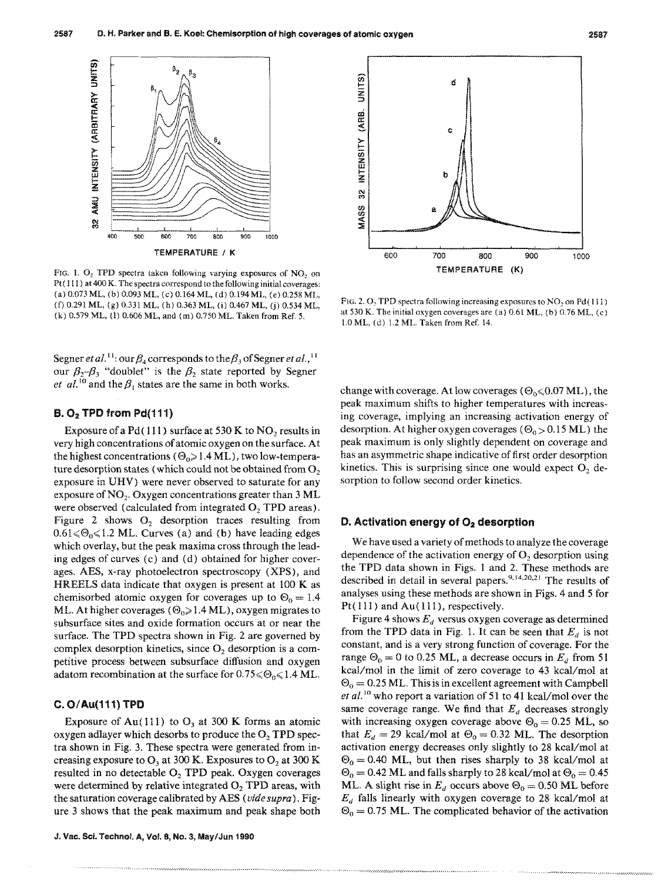FIG. 1. $O_2$ TPD spectra taken following varying exposures of $NO_2$ on Pt(111) at 400 K. The spectra correspond to the following initial coverages: (a) 0.073 ML, (b) 0.093 ML, (c) 0.164 ML, (d) 0.194 ML, (e) 0.258 ML, (f) 0.291 ML, (g) 0.331 ML, (h) 0.363 ML, (i) 0.467 ML, (j) 0.534 ML, (k) 0.579 ML, (l) 0.606 ML, and (m) 0.750 ML. Taken from Ref. 5.

FIG. 2. $O_2$ TPD spectra following increasing exposures to $NO_2$ on Pd(111) at 530 K. The initial oxygen coverages are (a) 0.61 ML, (b) 0.76 ML, (c) 1.0 ML, (d) 1.2 ML. Taken from Ref. 14.

Segner *et al.*[11]: our $\beta_4$ corresponds to the $\beta_3$ of Segner *et al.*,[11] our $\beta_2$–$\beta_3$ "doublet" is the $\beta_2$ state reported by Segner *et al.*[10] and the $\beta_1$ states are the same in both works.

### B. $O_2$ TPD from Pd(111)

Exposure of a Pd(111) surface at 530 K to $NO_2$ results in very high concentrations of atomic oxygen on the surface. At the highest concentrations ($\Theta_0 \geqslant 1.4$ ML), two low-temperature desorption states (which could not be obtained from $O_2$ exposure in UHV) were never observed to saturate for any exposure of $NO_2$. Oxygen concentrations greater than 3 ML were observed (calculated from integrated $O_2$ TPD areas). Figure 2 shows $O_2$ desorption traces resulting from $0.61 \leqslant \Theta_0 \leqslant 1.2$ ML. Curves (a) and (b) have leading edges which overlay, but the peak maxima cross through the leading edges of curves (c) and (d) obtained for higher coverages. AES, x-ray photoelectron spectroscopy (XPS), and HREELS data indicate that oxygen is present at 100 K as chemisorbed atomic oxygen for coverages up to $\Theta_0 = 1.4$ ML. At higher coverages ($\Theta_0 \geqslant 1.4$ ML), oxygen migrates to subsurface sites and oxide formation occurs at or near the surface. The TPD spectra shown in Fig. 2 are governed by complex desorption kinetics, since $O_2$ desorption is a competitive process between subsurface diffusion and oxygen adatom recombination at the surface for $0.75 \leqslant \Theta_0 \leqslant 1.4$ ML.

### C. O/Au(111) TPD

Exposure of Au(111) to $O_3$ at 300 K forms an atomic oxygen adlayer which desorbs to produce the $O_2$ TPD spectra shown in Fig. 3. These spectra were generated from increasing exposure to $O_3$ at 300 K. Exposures to $O_2$ at 300 K resulted in no detectable $O_2$ TPD peak. Oxygen coverages were determined by relative integrated $O_2$ TPD areas, with the saturation coverage calibrated by AES (*vide supra*). Figure 3 shows that the peak maximum and peak shape both change with coverage. At low coverages ($\Theta_0 \leqslant 0.07$ ML), the peak maximum shifts to higher temperatures with increasing coverage, implying an increasing activation energy of desorption. At higher oxygen coverages ($\Theta_0 > 0.15$ ML) the peak maximum is only slightly dependent on coverage and has an asymmetric shape indicative of first order desorption kinetics. This is surprising since one would expect $O_2$ desorption to follow second order kinetics.

### D. Activation energy of $O_2$ desorption

We have used a variety of methods to analyze the coverage dependence of the activation energy of $O_2$ desorption using the TPD data shown in Figs. 1 and 2. These methods are described in detail in several papers.[9,14,20,21] The results of analyses using these methods are shown in Figs. 4 and 5 for Pt(111) and Au(111), respectively.

Figure 4 shows $E_d$ versus oxygen coverage as determined from the TPD data in Fig. 1. It can be seen that $E_d$ is not constant, and is a very strong function of coverage. For the range $\Theta_0 = 0$ to 0.25 ML, a decrease occurs in $E_d$ from 51 kcal/mol in the limit of zero coverage to 43 kcal/mol at $\Theta_0 = 0.25$ ML. This is in excellent agreement with Campbell *et al.*[10] who report a variation of 51 to 41 kcal/mol over the same coverage range. We find that $E_d$ decreases strongly with increasing oxygen coverage above $\Theta_0 = 0.25$ ML, so that $E_d = 29$ kcal/mol at $\Theta_0 = 0.32$ ML. The desorption activation energy decreases only slightly to 28 kcal/mol at $\Theta_0 = 0.40$ ML, but then rises sharply to 38 kcal/mol at $\Theta_0 = 0.42$ ML and falls sharply to 28 kcal/mol at $\Theta_0 = 0.45$ ML. A slight rise in $E_d$ occurs above $\Theta_0 = 0.50$ ML before $E_d$ falls linearly with oxygen coverage to 28 kcal/mol at $\Theta_0 = 0.75$ ML. The complicated behavior of the activation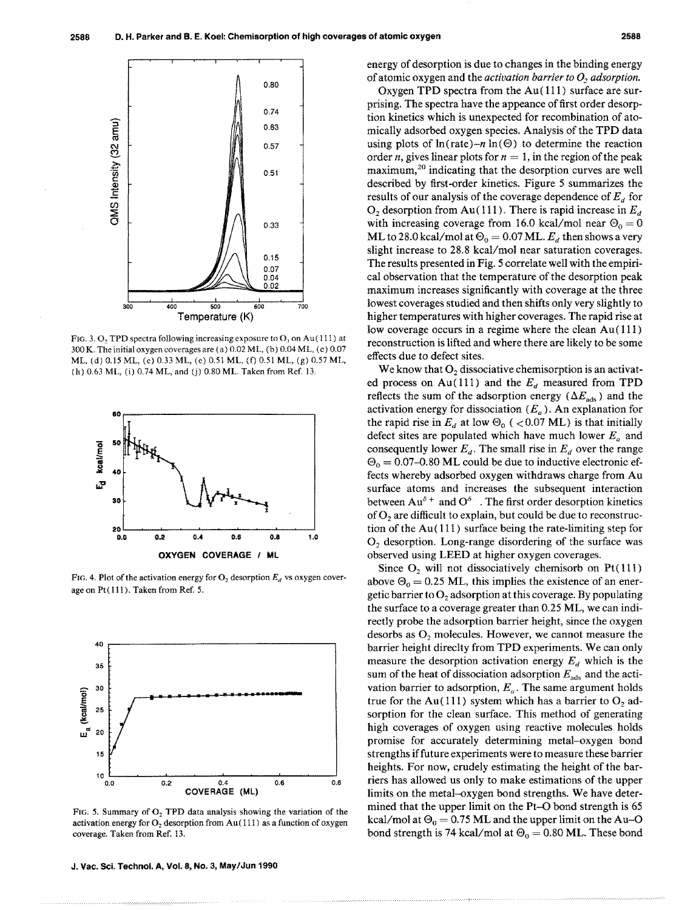FIG. 3. $O_2$ TPD spectra following increasing exposure to $O_3$ on Au(111) at 300 K. The initial oxygen coverages are (a) 0.02 ML, (b) 0.04 ML, (c) 0.07 ML, (d) 0.15 ML, (e) 0.33 ML, (e) 0.51 ML, (f) 0.51 ML, (g) 0.57 ML, (h) 0.63 ML, (i) 0.74 ML, and (j) 0.80 ML. Taken from Ref. 13.

FIG. 4. Plot of the activation energy for $O_2$ desorption $E_d$ vs oxygen coverage on Pt(111). Taken from Ref. 5.

FIG. 5. Summary of $O_2$ TPD data analysis showing the variation of the activation energy for $O_2$ desorption from Au(111) as a function of oxygen coverage. Taken from Ref. 13.

energy of desorption is due to changes in the binding energy of atomic oxygen and the *activation barrier to $O_2$ adsorption.*

Oxygen TPD spectra from the Au(111) surface are surprising. The spectra have the appearance of first order desorption kinetics which is unexpected for recombination of atomically adsorbed oxygen species. Analysis of the TPD data using plots of ln(rate)–$n$ ln($\Theta$) to determine the reaction order $n$, gives linear plots for $n = 1$, in the region of the peak maximum,[20] indicating that the desorption curves are well described by first-order kinetics. Figure 5 summarizes the results of our analysis of the coverage dependence of $E_d$ for $O_2$ desorption from Au(111). There is rapid increase in $E_d$ with increasing coverage from 16.0 kcal/mol near $\Theta_0 = 0$ ML to 28.0 kcal/mol at $\Theta_0 = 0.07$ ML. $E_d$ then shows a very slight increase to 28.8 kcal/mol near saturation coverages. The results presented in Fig. 5 correlate well with the empirical observation that the temperature of the desorption peak maximum increases significantly with coverage at the three lowest coverages studied and then shifts only very slightly to higher temperatures with higher coverages. The rapid rise at low coverage occurs in a regime where the clean Au(111) reconstruction is lifted and where there are likely to be some effects due to defect sites.

We know that $O_2$ dissociative chemisorption is an activated process on Au(111) and the $E_d$ measured from TPD reflects the sum of the adsorption energy ($\Delta E_{ads}$) and the activation energy for dissociation ($E_a$). An explanation for the rapid rise in $E_d$ at low $\Theta_0$ ($<0.07$ ML) is that initially defect sites are populated which have much lower $E_a$ and consequently lower $E_d$. The small rise in $E_d$ over the range $\Theta_0 = 0.07$–$0.80$ ML could be due to inductive electronic effects whereby adsorbed oxygen withdraws charge from Au surface atoms and increases the subsequent interaction between $Au^{\delta+}$ and $O^{\delta-}$. The first order desorption kinetics of $O_2$ are difficult to explain, but could be due to reconstruction of the Au(111) surface being the rate-limiting step for $O_2$ desorption. Long-range disordering of the surface was observed using LEED at higher oxygen coverages.

Since $O_2$ will not dissociatively chemisorb on Pt(111) above $\Theta_0 = 0.25$ ML, this implies the existence of an energetic barrier to $O_2$ adsorption at this coverage. By populating the surface to a coverage greater than 0.25 ML, we can indirectly probe the adsorption barrier height, since the oxygen desorbs as $O_2$ molecules. However, we cannot measure the barrier height direclty from TPD experiments. We can only measure the desorption activation energy $E_d$ which is the sum of the heat of dissociation adsorption $E_{ads}$ and the activation barrier to adsorption, $E_a$. The same argument holds true for the Au(111) system which has a barrier to $O_2$ adsorption for the clean surface. This method of generating high coverages of oxygen using reactive molecules holds promise for accurately determining metal–oxygen bond strengths if future experiments were to measure these barrier heights. For now, crudely estimating the height of the barriers has allowed us only to make estimations of the upper limits on the metal–oxygen bond strengths. We have determined that the upper limit on the Pt–O bond strength is 65 kcal/mol at $\Theta_0 = 0.75$ ML and the upper limit on the Au–O bond strength is 74 kcal/mol at $\Theta_0 = 0.80$ ML. These bond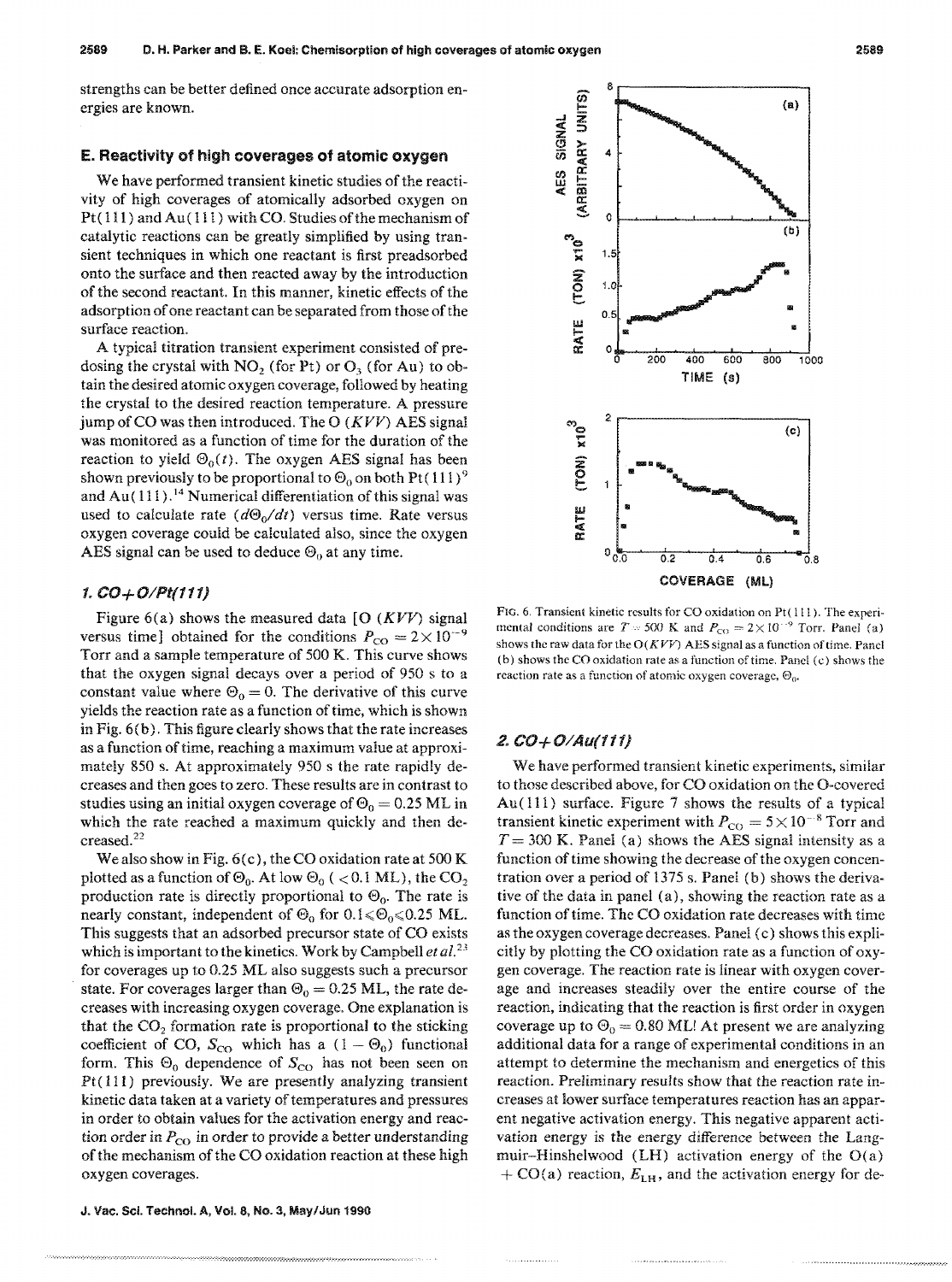strengths can be better defined once accurate adsorption energies are known.

## E. Reactivity of high coverages of atomic oxygen

We have performed transient kinetic studies of the reactivity of high coverages of atomically adsorbed oxygen on Pt(111) and Au(111) with CO. Studies of the mechanism of catalytic reactions can be greatly simplified by using transient techniques in which one reactant is first preadsorbed onto the surface and then reacted away by the introduction of the second reactant. In this manner, kinetic effects of the adsorption of one reactant can be separated from those of the surface reaction.

A typical titration transient experiment consisted of predosing the crystal with $NO_2$ (for Pt) or $O_3$ (for Au) to obtain the desired atomic oxygen coverage, followed by heating the crystal to the desired reaction temperature. A pressure jump of CO was then introduced. The O (*KVV*) AES signal was monitored as a function of time for the duration of the reaction to yield $\Theta_0(t)$. The oxygen AES signal has been shown previously to be proportional to $\Theta_0$ on both Pt(111)[9] and Au(111).[14] Numerical differentiation of this signal was used to calculate rate ($d\Theta_0/dt$) versus time. Rate versus oxygen coverage could be calculated also, since the oxygen AES signal can be used to deduce $\Theta_0$ at any time.

### 1. CO+O/Pt(111)

Figure 6(a) shows the measured data [O (*KVV*) signal versus time] obtained for the conditions $P_{CO} = 2\times 10^{-9}$ Torr and a sample temperature of 500 K. This curve shows that the oxygen signal decays over a period of 950 s to a constant value where $\Theta_0 = 0$. The derivative of this curve yields the reaction rate as a function of time, which is shown in Fig. 6(b). This figure clearly shows that the rate increases as a function of time, reaching a maximum value at approximately 850 s. At approximately 950 s the rate rapidly decreases and then goes to zero. These results are in contrast to studies using an initial oxygen coverage of $\Theta_0 = 0.25$ ML in which the rate reached a maximum quickly and then decreased.[22]

We also show in Fig. 6(c), the CO oxidation rate at 500 K plotted as a function of $\Theta_0$. At low $\Theta_0$ ($<0.1$ ML), the $CO_2$ production rate is directly proportional to $\Theta_0$. The rate is nearly constant, independent of $\Theta_0$ for $0.1\leqslant\Theta_0\leqslant 0.25$ ML. This suggests that an adsorbed precursor state of CO exists which is important to the kinetics. Work by Campbell *et al.*[23] for coverages up to 0.25 ML also suggests such a precursor state. For coverages larger than $\Theta_0 = 0.25$ ML, the rate decreases with increasing oxygen coverage. One explanation is that the $CO_2$ formation rate is proportional to the sticking coefficient of CO, $S_{CO}$ which has a $(1-\Theta_0)$ functional form. This $\Theta_0$ dependence of $S_{CO}$ has not been seen on Pt(111) previously. We are presently analyzing transient kinetic data taken at a variety of temperatures and pressures in order to obtain values for the activation energy and reaction order in $P_{CO}$ in order to provide a better understanding of the mechanism of the CO oxidation reaction at these high oxygen coverages.

FIG. 6. Transient kinetic results for CO oxidation on Pt(111). The experimental conditions are $T = 500$ K and $P_{CO} = 2\times 10^{-9}$ Torr. Panel (a) shows the raw data for the O(*KVV*) AES signal as a function of time. Panel (b) shows the CO oxidation rate as a function of time. Panel (c) shows the reaction rate as a function of atomic oxygen coverage, $\Theta_0$.

### 2. CO+O/Au(111)

We have performed transient kinetic experiments, similar to those described above, for CO oxidation on the O-covered Au(111) surface. Figure 7 shows the results of a typical transient kinetic experiment with $P_{CO} = 5\times 10^{-8}$ Torr and $T = 300$ K. Panel (a) shows the AES signal intensity as a function of time showing the decrease of the oxygen concentration over a period of 1375 s. Panel (b) shows the derivative of the data in panel (a), showing the reaction rate as a function of time. The CO oxidation rate decreases with time as the oxygen coverage decreases. Panel (c) shows this explicitly by plotting the CO oxidation rate as a function of oxygen coverage. The reaction rate is linear with oxygen coverage and increases steadily over the entire course of the reaction, indicating that the reaction is first order in oxygen coverage up to $\Theta_0 = 0.80$ ML! At present we are analyzing additional data for a range of experimental conditions in an attempt to determine the mechanism and energetics of this reaction. Preliminary results show that the reaction rate increases at lower surface temperatures reaction has an apparent negative activation energy. This negative apparent activation energy is the energy difference between the Langmuir–Hinshelwood (LH) activation energy of the O(a) + CO(a) reaction, $E_{LH}$, and the activation energy for de-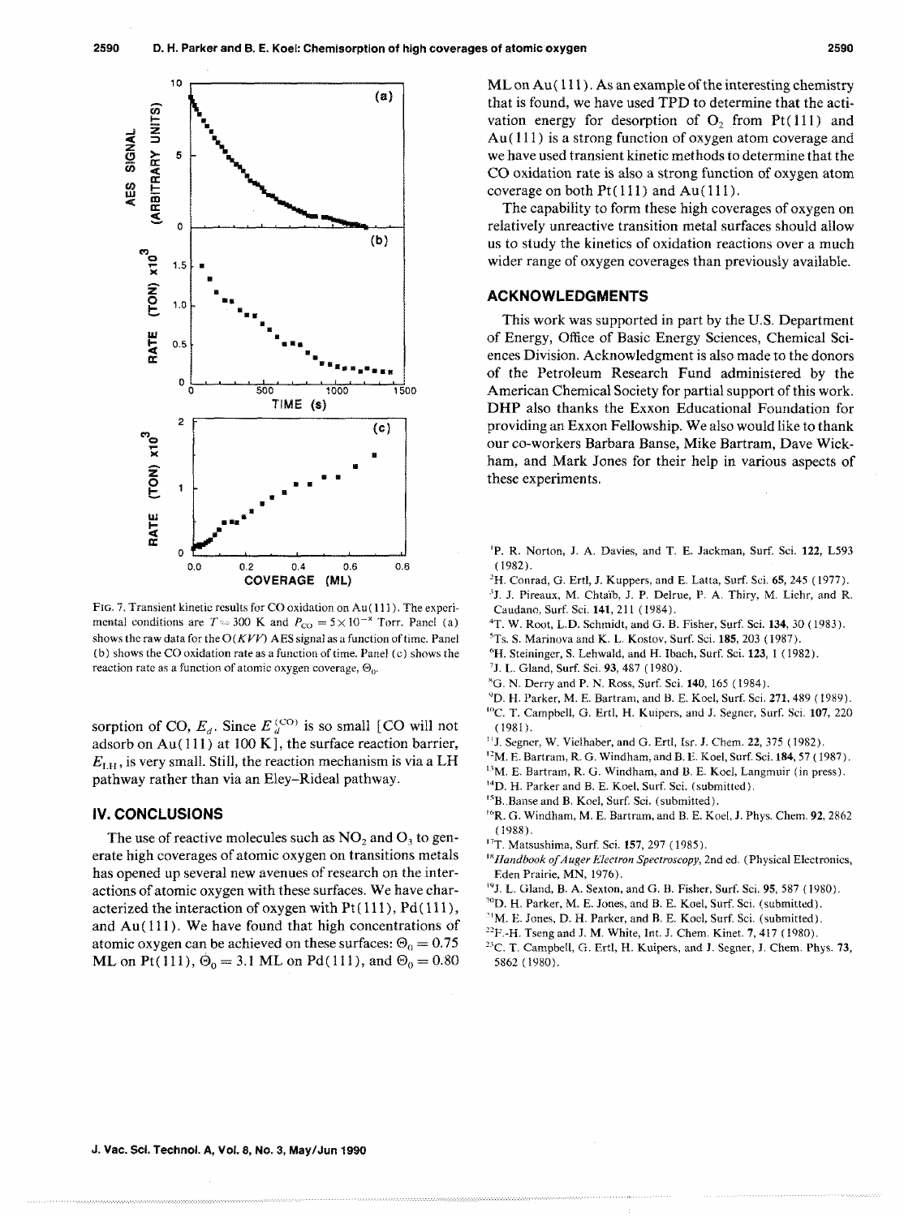10

(a)

AES SIGNAL (ARBITRARY UNITS)

5

0

(b)

1.5

RATE (TON) x10$^3$

1.0

0.5

0

0 500 1000 1500

TIME (s)

2

(c)

RATE (TON) x10$^3$

1

0

0.0 0.2 0.4 0.6 0.8

COVERAGE (ML)

FIG. 7. Transient kinetic results for CO oxidation on Au(111). The experimental conditions are $T \approx 300$ K and $P_{CO} = 5 \times 10^{-8}$ Torr. Panel (a) shows the raw data for the O(*KVV*) AES signal as a function of time. Panel (b) shows the CO oxidation rate as a function of time. Panel (c) shows the reaction rate as a function of atomic oxygen coverage, $\Theta_O$.

sorption of CO, $E_d$. Since $E_d^{(CO)}$ is so small [CO will not adsorb on Au(111) at 100 K], the surface reaction barrier, $E_{LH}$, is very small. Still, the reaction mechanism is via a LH pathway rather than via an Eley–Rideal pathway.

## IV. CONCLUSIONS

The use of reactive molecules such as $NO_2$ and $O_3$ to generate high coverages of atomic oxygen on transitions metals has opened up several new avenues of research on the interactions of atomic oxygen with these surfaces. We have characterized the interaction of oxygen with Pt(111), Pd(111), and Au(111). We have found that high concentrations of atomic oxygen can be achieved on these surfaces: $\Theta_O = 0.75$ ML on Pt(111), $\Theta_O = 3.1$ ML on Pd(111), and $\Theta_O = 0.80$ ML on Au(111). As an example of the interesting chemistry that is found, we have used TPD to determine that the activation energy for desorption of $O_2$ from Pt(111) and Au(111) is a strong function of oxygen atom coverage and we have used transient kinetic methods to determine that the CO oxidation rate is also a strong function of oxygen atom coverage on both Pt(111) and Au(111).

The capability to form these high coverages of oxygen on relatively unreactive transition metal surfaces should allow us to study the kinetics of oxidation reactions over a much wider range of oxygen coverages than previously available.

## ACKNOWLEDGMENTS

This work was supported in part by the U.S. Department of Energy, Office of Basic Energy Sciences, Chemical Sciences Division. Acknowledgment is also made to the donors of the Petroleum Research Fund administered by the American Chemical Society for partial support of this work. DHP also thanks the Exxon Educational Foundation for providing an Exxon Fellowship. We also would like to thank our co-workers Barbara Banse, Mike Bartram, Dave Wickham, and Mark Jones for their help in various aspects of these experiments.

[1] P. R. Norton, J. A. Davies, and T. E. Jackman, Surf. Sci. **122**, L593 (1982).

[2] H. Conrad, G. Ertl, J. Kuppers, and E. Latta, Surf. Sci. **65**, 245 (1977).

[3] J. J. Pireaux, M. Chtaïb, J. P. Delrue, P. A. Thiry, M. Liehr, and R. Caudano, Surf. Sci. **141**, 211 (1984).

[4] T. W. Root, L.D. Schmidt, and G. B. Fisher, Surf. Sci. **134**, 30 (1983).

[5] Ts. S. Marinova and K. L. Kostov, Surf. Sci. **185**, 203 (1987).

[6] H. Steininger, S. Lehwald, and H. Ibach, Surf. Sci. **123**, 1 (1982).

[7] J. L. Gland, Surf. Sci. **93**, 487 (1980).

[8] G. N. Derry and P. N. Ross, Surf. Sci. **140**, 165 (1984).

[9] D. H. Parker, M. E. Bartram, and B. E. Koel, Surf. Sci. **271**, 489 (1989).

[10] C. T. Campbell, G. Ertl, H. Kuipers, and J. Segner, Surf. Sci. **107**, 220 (1981).

[11] J. Segner, W. Vielhaber, and G. Ertl, Isr. J. Chem. **22**, 375 (1982).

[12] M. E. Bartram, R. G. Windham, and B. E. Koel, Surf. Sci. **184**, 57 (1987).

[13] M. E. Bartram, R. G. Windham, and B. E. Koel, Langmuir (in press).

[14] D. H. Parker and B. E. Koel, Surf. Sci. (submitted).

[15] B. Banse and B. Koel, Surf. Sci. (submitted).

[16] R. G. Windham, M. E. Bartram, and B. E. Koel, J. Phys. Chem. **92**, 2862 (1988).

[17] T. Matsushima, Surf. Sci. **157**, 297 (1985).

[18] *Handbook of Auger Electron Spectroscopy*, 2nd ed. (Physical Electronics, Eden Prairie, MN, 1976).

[19] J. L. Gland, B. A. Sexton, and G. B. Fisher, Surf. Sci. **95**, 587 (1980).

[20] D. H. Parker, M. E. Jones, and B. E. Koel, Surf. Sci. (submitted).

[21] M. E. Jones, D. H. Parker, and B. E. Koel, Surf. Sci. (submitted).

[22] F.-H. Tseng and J. M. White, Int. J. Chem. Kinet. **7**, 417 (1980).

[23] C. T. Campbell, G. Ertl, H. Kuipers, and J. Segner, J. Chem. Phys. **73**, 5862 (1980).